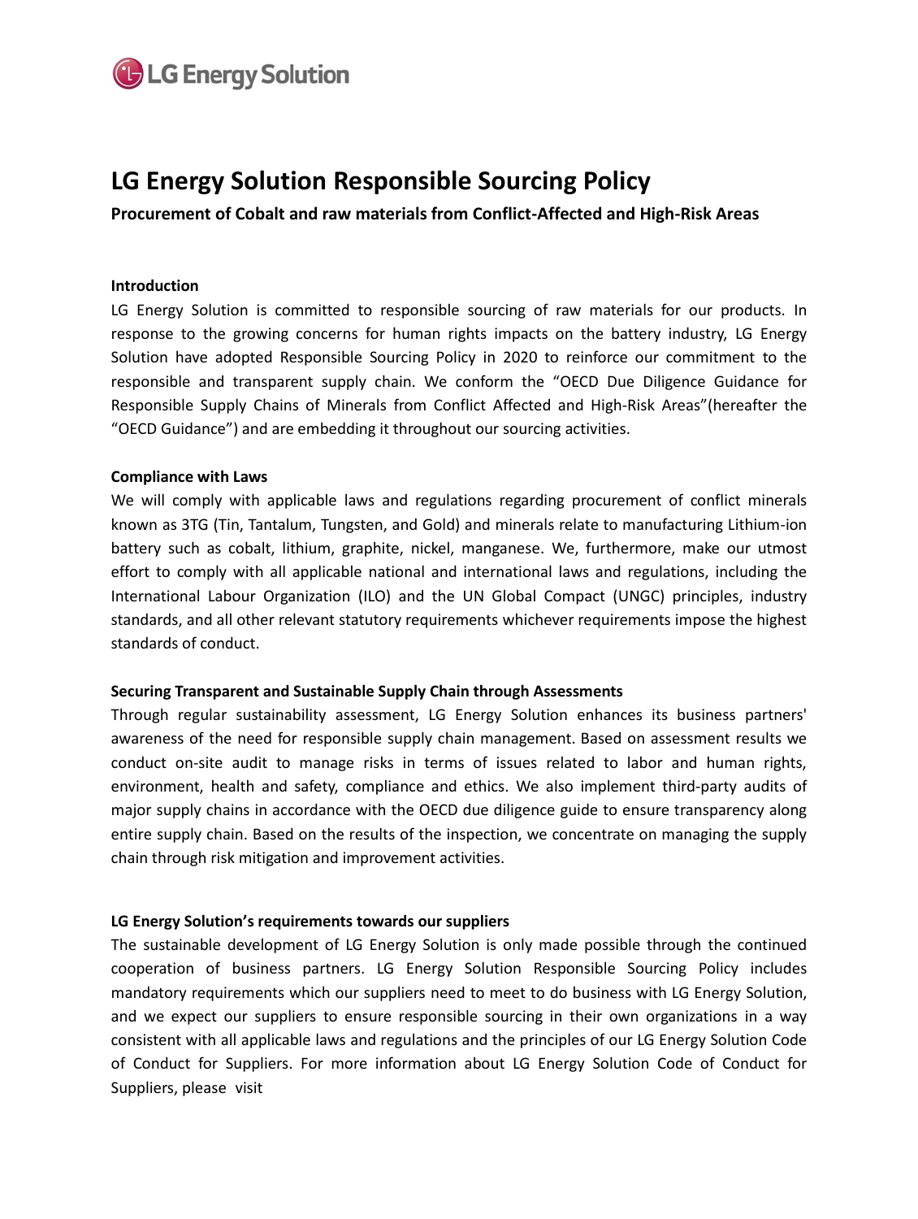# LG Energy Solution Responsible Sourcing Policy

**Procurement of Cobalt and raw materials from Conflict-Affected and High-Risk Areas**

## Introduction

LG Energy Solution is committed to responsible sourcing of raw materials for our products. In response to the growing concerns for human rights impacts on the battery industry, LG Energy Solution have adopted Responsible Sourcing Policy in 2020 to reinforce our commitment to the responsible and transparent supply chain. We conform the "OECD Due Diligence Guidance for Responsible Supply Chains of Minerals from Conflict Affected and High-Risk Areas"(hereafter the "OECD Guidance") and are embedding it throughout our sourcing activities.

## Compliance with Laws

We will comply with applicable laws and regulations regarding procurement of conflict minerals known as 3TG (Tin, Tantalum, Tungsten, and Gold) and minerals relate to manufacturing Lithium-ion battery such as cobalt, lithium, graphite, nickel, manganese. We, furthermore, make our utmost effort to comply with all applicable national and international laws and regulations, including the International Labour Organization (ILO) and the UN Global Compact (UNGC) principles, industry standards, and all other relevant statutory requirements whichever requirements impose the highest standards of conduct.

## Securing Transparent and Sustainable Supply Chain through Assessments

Through regular sustainability assessment, LG Energy Solution enhances its business partners' awareness of the need for responsible supply chain management. Based on assessment results we conduct on-site audit to manage risks in terms of issues related to labor and human rights, environment, health and safety, compliance and ethics. We also implement third-party audits of major supply chains in accordance with the OECD due diligence guide to ensure transparency along entire supply chain. Based on the results of the inspection, we concentrate on managing the supply chain through risk mitigation and improvement activities.

## LG Energy Solution's requirements towards our suppliers

The sustainable development of LG Energy Solution is only made possible through the continued cooperation of business partners. LG Energy Solution Responsible Sourcing Policy includes mandatory requirements which our suppliers need to meet to do business with LG Energy Solution, and we expect our suppliers to ensure responsible sourcing in their own organizations in a way consistent with all applicable laws and regulations and the principles of our LG Energy Solution Code of Conduct for Suppliers. For more information about LG Energy Solution Code of Conduct for Suppliers, please visit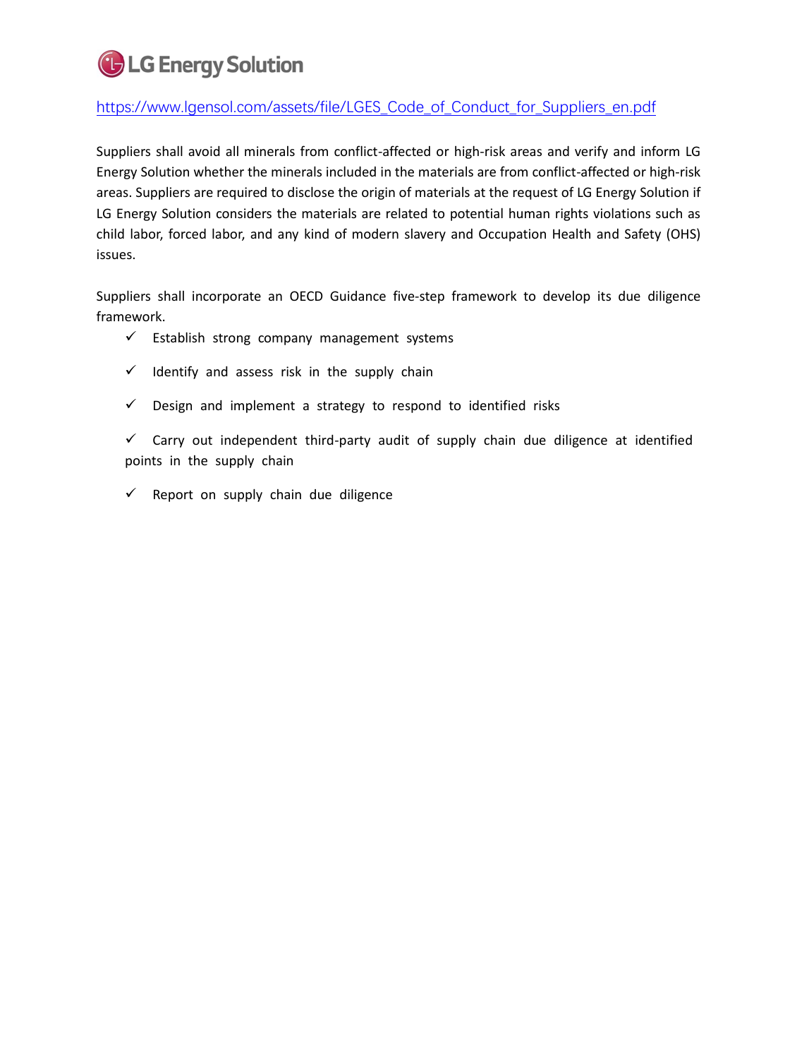https://www.lgensol.com/assets/file/LGES_Code_of_Conduct_for_Suppliers_en.pdf

Suppliers shall avoid all minerals from conflict-affected or high-risk areas and verify and inform LG Energy Solution whether the minerals included in the materials are from conflict-affected or high-risk areas. Suppliers are required to disclose the origin of materials at the request of LG Energy Solution if LG Energy Solution considers the materials are related to potential human rights violations such as child labor, forced labor, and any kind of modern slavery and Occupation Health and Safety (OHS) issues.

Suppliers shall incorporate an OECD Guidance five-step framework to develop its due diligence framework.

- ✓ Establish strong company management systems
- ✓ Identify and assess risk in the supply chain
- ✓ Design and implement a strategy to respond to identified risks
- ✓ Carry out independent third-party audit of supply chain due diligence at identified points in the supply chain
- ✓ Report on supply chain due diligence